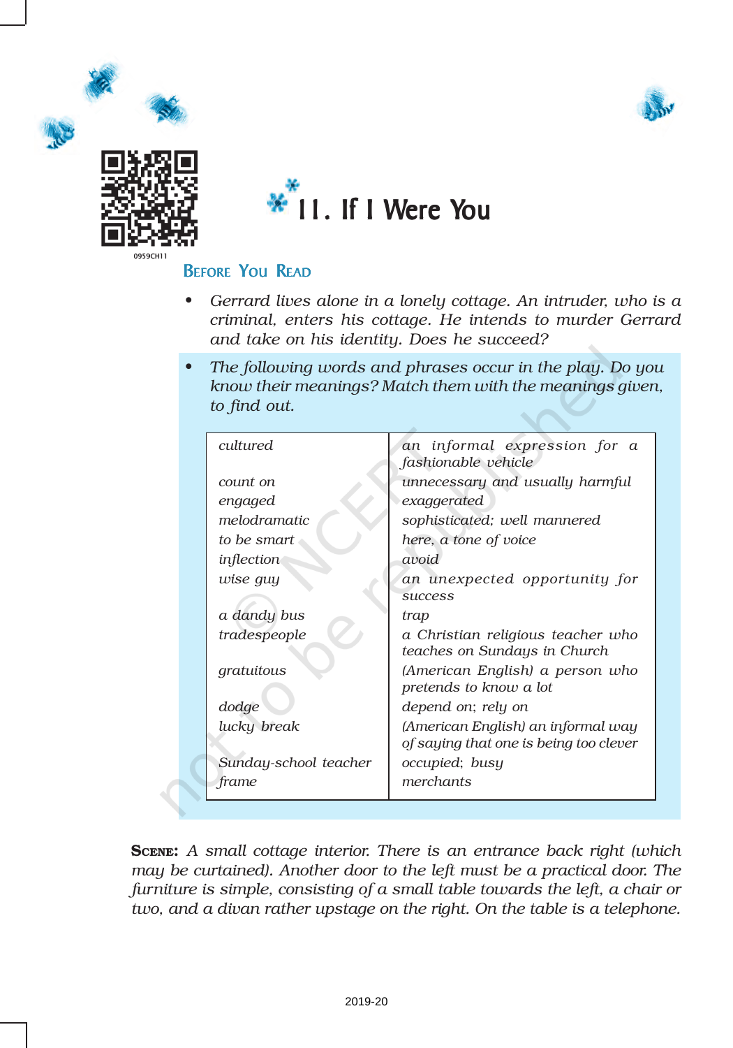# 11. If I Were You

## Before You Read

- *Gerrard lives alone in a lonely cottage. An intruder, who is a criminal, enters his cottage. He intends to murder Gerrard and take on his identity. Does he succeed?*
- *The following words and phrases occur in the play. Do you know their meanings? Match them with the meanings given, to find out.*

| | |
|---|---|
| *cultured* | *an informal expression for a fashionable vehicle* |
| *count on* | *unnecessary and usually harmful* |
| *engaged* | *exaggerated* |
| *melodramatic* | *sophisticated; well mannered* |
| *to be smart* | *here, a tone of voice* |
| *inflection* | *avoid* |
| *wise guy* | *an unexpected opportunity for success* |
| *a dandy bus* | *trap* |
| *tradespeople* | *a Christian religious teacher who teaches on Sundays in Church* |
| *gratuitous* | *(American English) a person who pretends to know a lot* |
| *dodge* | *depend on; rely on* |
| *lucky break* | *(American English) an informal way of saying that one is being too clever* |
| *Sunday-school teacher* | *occupied; busy* |
| *frame* | *merchants* |

**Scene:** *A small cottage interior. There is an entrance back right (which may be curtained). Another door to the left must be a practical door. The furniture is simple, consisting of a small table towards the left, a chair or two, and a divan rather upstage on the right. On the table is a telephone.*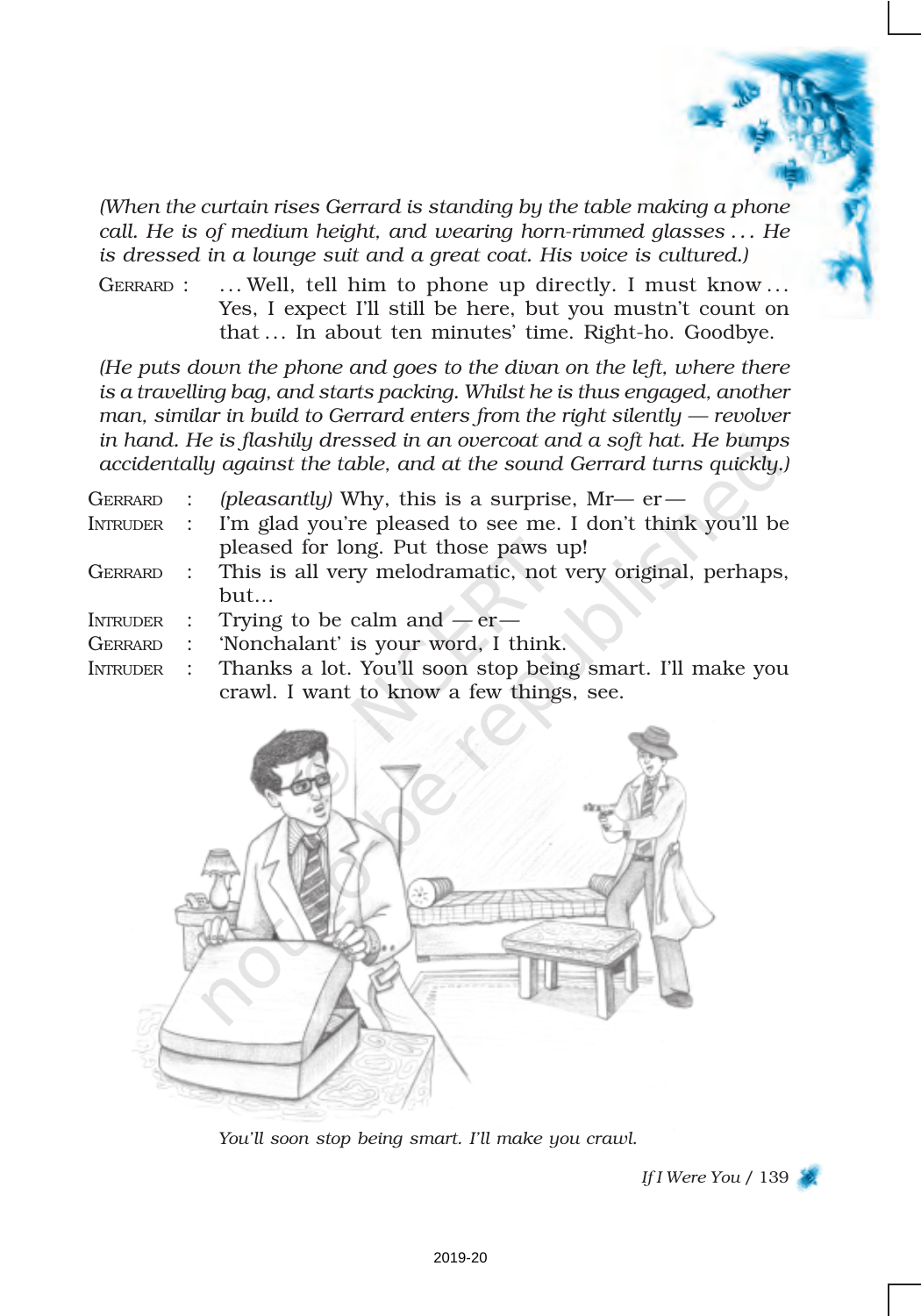*(When the curtain rises Gerrard is standing by the table making a phone call. He is of medium height, and wearing horn-rimmed glasses . . . He is dressed in a lounge suit and a great coat. His voice is cultured.)*

GERRARD : . . . Well, tell him to phone up directly. I must know . . . Yes, I expect I'll still be here, but you mustn't count on that . . . In about ten minutes' time. Right-ho. Goodbye.

*(He puts down the phone and goes to the divan on the left, where there is a travelling bag, and starts packing. Whilst he is thus engaged, another man, similar in build to Gerrard enters from the right silently — revolver in hand. He is flashily dressed in an overcoat and a soft hat. He bumps accidentally against the table, and at the sound Gerrard turns quickly.)*

GERRARD : *(pleasantly)* Why, this is a surprise, Mr— er—

INTRUDER : I'm glad you're pleased to see me. I don't think you'll be pleased for long. Put those paws up!

GERRARD : This is all very melodramatic, not very original, perhaps, but...

INTRUDER : Trying to be calm and — er—

GERRARD : 'Nonchalant' is your word, I think.

INTRUDER : Thanks a lot. You'll soon stop being smart. I'll make you crawl. I want to know a few things, see.

*You'll soon stop being smart. I'll make you crawl.*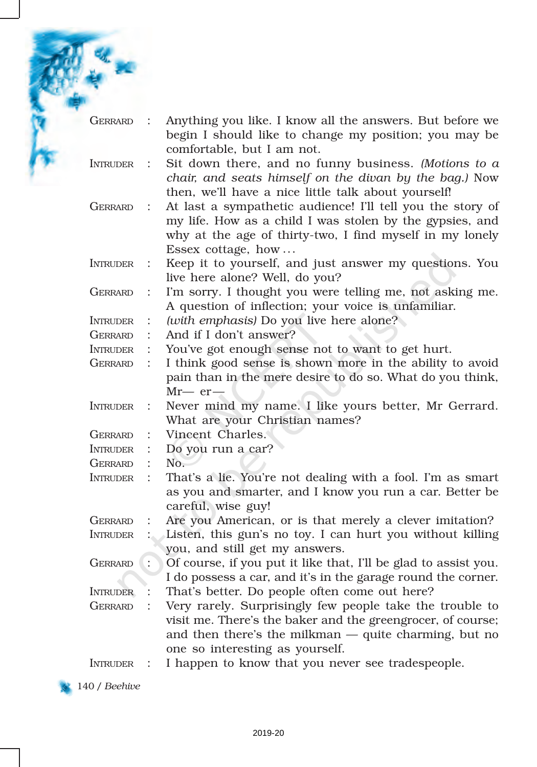GERRARD : Anything you like. I know all the answers. But before we begin I should like to change my position; you may be comfortable, but I am not.

INTRUDER : Sit down there, and no funny business. *(Motions to a chair, and seats himself on the divan by the bag.)* Now then, we'll have a nice little talk about yourself!

GERRARD : At last a sympathetic audience! I'll tell you the story of my life. How as a child I was stolen by the gypsies, and why at the age of thirty-two, I find myself in my lonely Essex cottage, how . . .

INTRUDER : Keep it to yourself, and just answer my questions. You live here alone? Well, do you?

GERRARD : I'm sorry. I thought you were telling me, not asking me. A question of inflection; your voice is unfamiliar.

INTRUDER : *(with emphasis)* Do you live here alone?

GERRARD : And if I don't answer?

INTRUDER : You've got enough sense not to want to get hurt.

GERRARD : I think good sense is shown more in the ability to avoid pain than in the mere desire to do so. What do you think, Mr— er—

INTRUDER : Never mind my name. I like yours better, Mr Gerrard. What are your Christian names?

GERRARD : Vincent Charles.

INTRUDER : Do you run a car?

GERRARD : No.

INTRUDER : That's a lie. You're not dealing with a fool. I'm as smart as you and smarter, and I know you run a car. Better be careful, wise guy!

GERRARD : Are you American, or is that merely a clever imitation?

INTRUDER : Listen, this gun's no toy. I can hurt you without killing you, and still get my answers.

GERRARD : Of course, if you put it like that, I'll be glad to assist you. I do possess a car, and it's in the garage round the corner.

INTRUDER : That's better. Do people often come out here?

GERRARD : Very rarely. Surprisingly few people take the trouble to visit me. There's the baker and the greengrocer, of course; and then there's the milkman — quite charming, but no one so interesting as yourself.

INTRUDER : I happen to know that you never see tradespeople.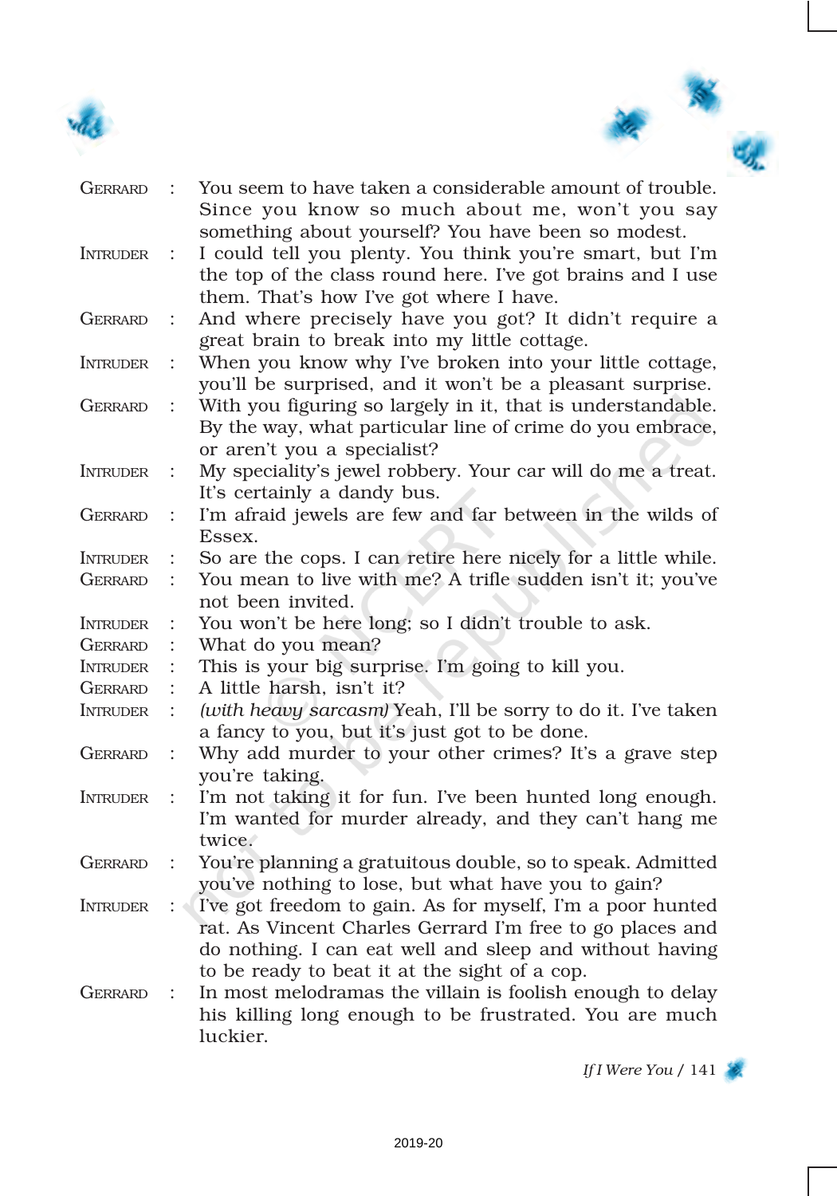GERRARD : You seem to have taken a considerable amount of trouble. Since you know so much about me, won't you say something about yourself? You have been so modest.

INTRUDER : I could tell you plenty. You think you're smart, but I'm the top of the class round here. I've got brains and I use them. That's how I've got where I have.

GERRARD : And where precisely have you got? It didn't require a great brain to break into my little cottage.

INTRUDER : When you know why I've broken into your little cottage, you'll be surprised, and it won't be a pleasant surprise.

GERRARD : With you figuring so largely in it, that is understandable. By the way, what particular line of crime do you embrace, or aren't you a specialist?

INTRUDER : My speciality's jewel robbery. Your car will do me a treat. It's certainly a dandy bus.

GERRARD : I'm afraid jewels are few and far between in the wilds of Essex.

INTRUDER : So are the cops. I can retire here nicely for a little while.

GERRARD : You mean to live with me? A trifle sudden isn't it; you've not been invited.

INTRUDER : You won't be here long; so I didn't trouble to ask.

GERRARD : What do you mean?

INTRUDER : This is your big surprise. I'm going to kill you.

GERRARD : A little harsh, isn't it?

INTRUDER : *(with heavy sarcasm)* Yeah, I'll be sorry to do it. I've taken a fancy to you, but it's just got to be done.

GERRARD : Why add murder to your other crimes? It's a grave step you're taking.

INTRUDER : I'm not taking it for fun. I've been hunted long enough. I'm wanted for murder already, and they can't hang me twice.

GERRARD : You're planning a gratuitous double, so to speak. Admitted you've nothing to lose, but what have you to gain?

INTRUDER : I've got freedom to gain. As for myself, I'm a poor hunted rat. As Vincent Charles Gerrard I'm free to go places and do nothing. I can eat well and sleep and without having to be ready to beat it at the sight of a cop.

GERRARD : In most melodramas the villain is foolish enough to delay his killing long enough to be frustrated. You are much luckier.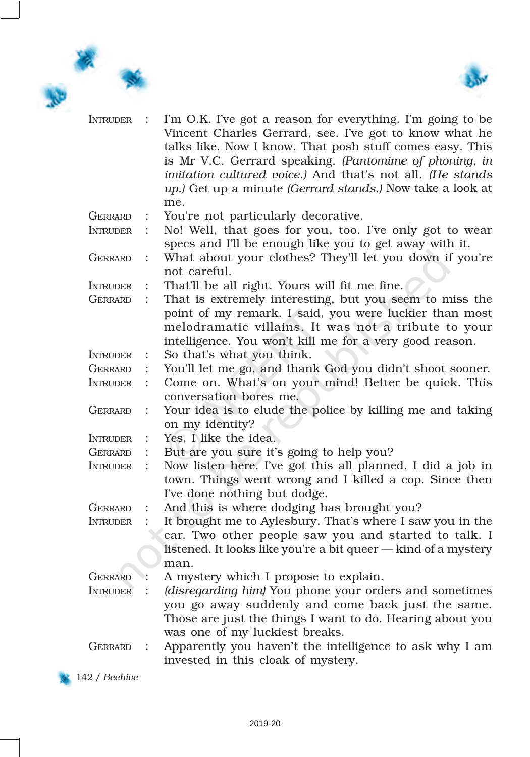INTRUDER : I'm O.K. I've got a reason for everything. I'm going to be Vincent Charles Gerrard, see. I've got to know what he talks like. Now I know. That posh stuff comes easy. This is Mr V.C. Gerrard speaking. *(Pantomime of phoning, in imitation cultured voice.)* And that's not all. *(He stands up.)* Get up a minute *(Gerrard stands.)* Now take a look at me.

GERRARD : You're not particularly decorative.

INTRUDER : No! Well, that goes for you, too. I've only got to wear specs and I'll be enough like you to get away with it.

GERRARD : What about your clothes? They'll let you down if you're not careful.

INTRUDER : That'll be all right. Yours will fit me fine.

GERRARD : That is extremely interesting, but you seem to miss the point of my remark. I said, you were luckier than most melodramatic villains. It was not a tribute to your intelligence. You won't kill me for a very good reason.

INTRUDER : So that's what you think.

GERRARD : You'll let me go, and thank God you didn't shoot sooner.

INTRUDER : Come on. What's on your mind! Better be quick. This conversation bores me.

GERRARD : Your idea is to elude the police by killing me and taking on my identity?

INTRUDER : Yes, I like the idea.

GERRARD : But are you sure it's going to help you?

INTRUDER : Now listen here. I've got this all planned. I did a job in town. Things went wrong and I killed a cop. Since then I've done nothing but dodge.

GERRARD : And this is where dodging has brought you?

INTRUDER : It brought me to Aylesbury. That's where I saw you in the car. Two other people saw you and started to talk. I listened. It looks like you're a bit queer — kind of a mystery man.

GERRARD : A mystery which I propose to explain.

INTRUDER : *(disregarding him)* You phone your orders and sometimes you go away suddenly and come back just the same. Those are just the things I want to do. Hearing about you was one of my luckiest breaks.

GERRARD : Apparently you haven't the intelligence to ask why I am invested in this cloak of mystery.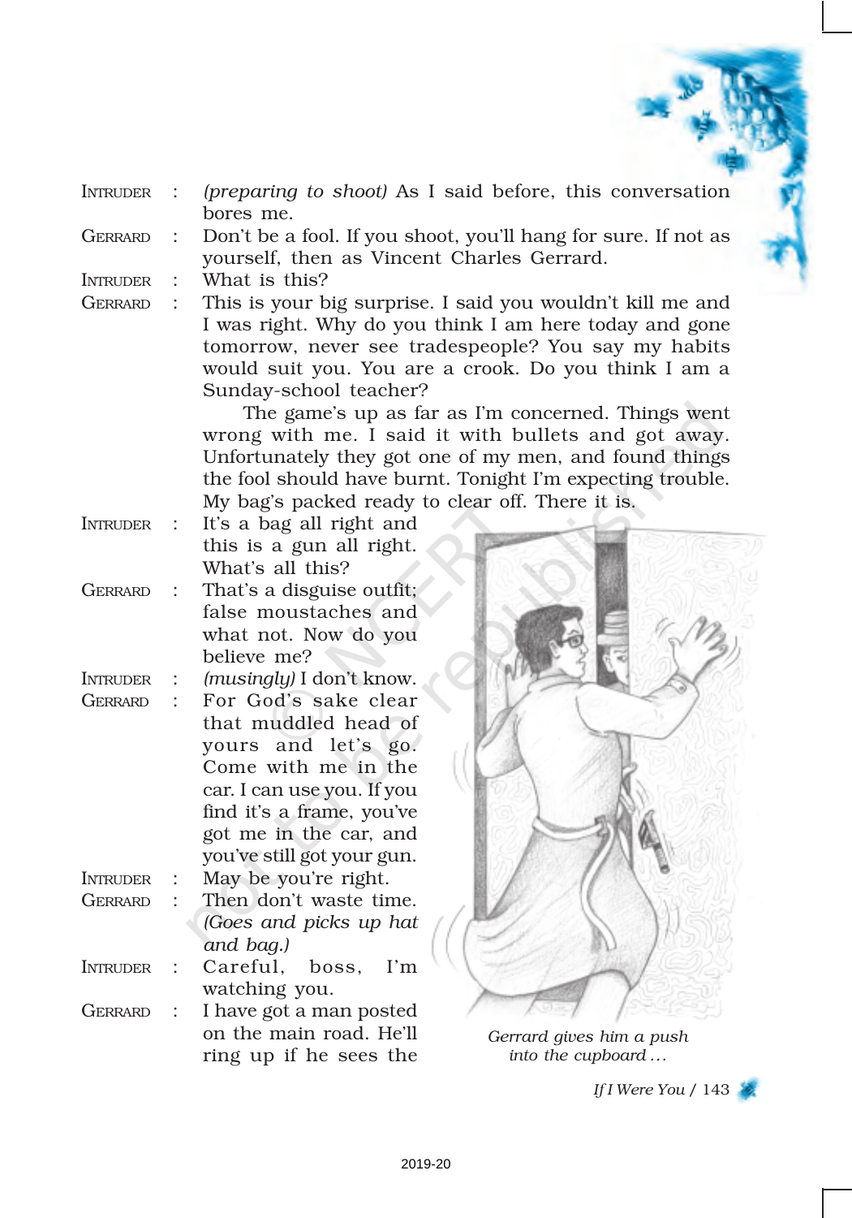INTRUDER : *(preparing to shoot)* As I said before, this conversation bores me.

GERRARD : Don't be a fool. If you shoot, you'll hang for sure. If not as yourself, then as Vincent Charles Gerrard.

INTRUDER : What is this?

GERRARD : This is your big surprise. I said you wouldn't kill me and I was right. Why do you think I am here today and gone tomorrow, never see tradespeople? You say my habits would suit you. You are a crook. Do you think I am a Sunday-school teacher?

The game's up as far as I'm concerned. Things went wrong with me. I said it with bullets and got away. Unfortunately they got one of my men, and found things the fool should have burnt. Tonight I'm expecting trouble. My bag's packed ready to clear off. There it is.

INTRUDER : It's a bag all right and this is a gun all right. What's all this?

GERRARD : That's a disguise outfit; false moustaches and what not. Now do you believe me?

INTRUDER : *(musingly)* I don't know.

GERRARD : For God's sake clear that muddled head of yours and let's go. Come with me in the car. I can use you. If you find it's a frame, you've got me in the car, and you've still got your gun.

INTRUDER : May be you're right.

GERRARD : Then don't waste time. *(Goes and picks up hat and bag.)*

INTRUDER : Careful, boss, I'm watching you.

GERRARD : I have got a man posted on the main road. He'll ring up if he sees the

*Gerrard gives him a push into the cupboard ...*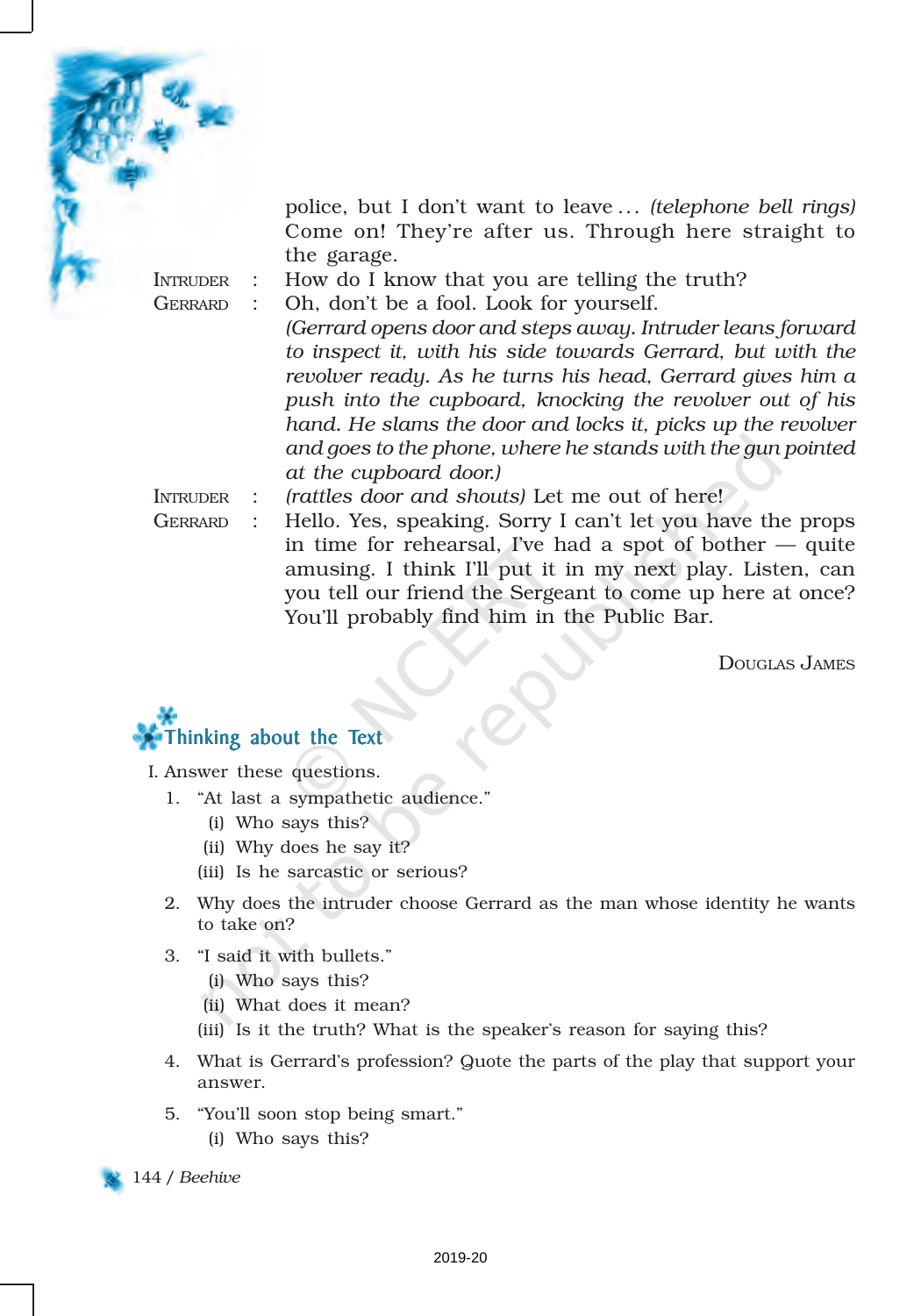police, but I don't want to leave ... *(telephone bell rings)* Come on! They're after us. Through here straight to the garage.

INTRUDER : How do I know that you are telling the truth?

GERRARD : Oh, don't be a fool. Look for yourself.

*(Gerrard opens door and steps away. Intruder leans forward to inspect it, with his side towards Gerrard, but with the revolver ready. As he turns his head, Gerrard gives him a push into the cupboard, knocking the revolver out of his hand. He slams the door and locks it, picks up the revolver and goes to the phone, where he stands with the gun pointed at the cupboard door.)*

INTRUDER : *(rattles door and shouts)* Let me out of here!

GERRARD : Hello. Yes, speaking. Sorry I can't let you have the props in time for rehearsal, I've had a spot of bother — quite amusing. I think I'll put it in my next play. Listen, can you tell our friend the Sergeant to come up here at once? You'll probably find him in the Public Bar.

DOUGLAS JAMES

## Thinking about the Text

I. Answer these questions.

1. "At last a sympathetic audience."
   (i) Who says this?
   (ii) Why does he say it?
   (iii) Is he sarcastic or serious?

2. Why does the intruder choose Gerrard as the man whose identity he wants to take on?

3. "I said it with bullets."
   (i) Who says this?
   (ii) What does it mean?
   (iii) Is it the truth? What is the speaker's reason for saying this?

4. What is Gerrard's profession? Quote the parts of the play that support your answer.

5. "You'll soon stop being smart."
   (i) Who says this?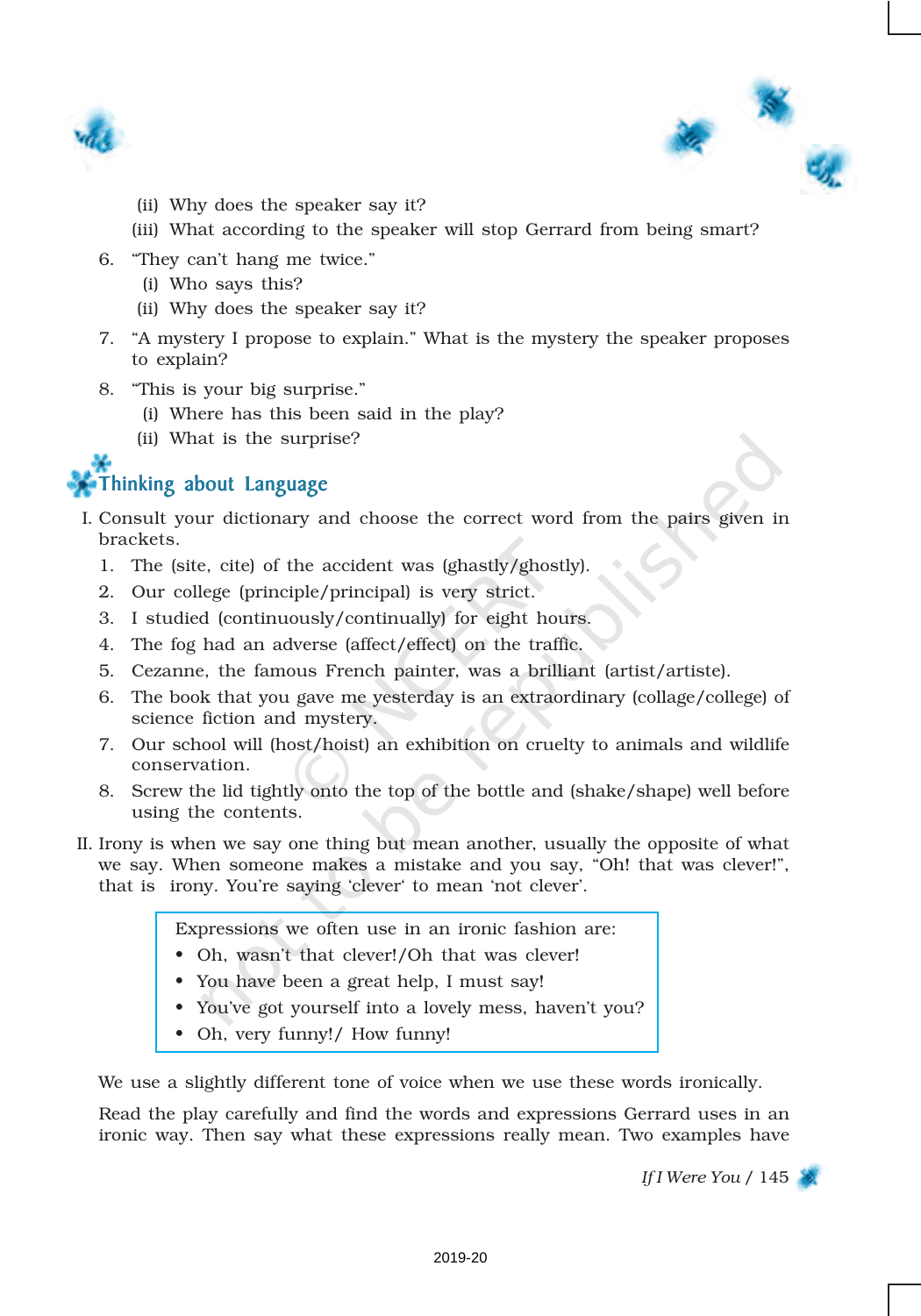(ii) Why does the speaker say it?

(iii) What according to the speaker will stop Gerrard from being smart?

6. "They can't hang me twice."
   (i) Who says this?
   (ii) Why does the speaker say it?

7. "A mystery I propose to explain." What is the mystery the speaker proposes to explain?

8. "This is your big surprise."
   (i) Where has this been said in the play?
   (ii) What is the surprise?

## Thinking about Language

I. Consult your dictionary and choose the correct word from the pairs given in brackets.

1. The (site, cite) of the accident was (ghastly/ghostly).
2. Our college (principle/principal) is very strict.
3. I studied (continuously/continually) for eight hours.
4. The fog had an adverse (affect/effect) on the traffic.
5. Cezanne, the famous French painter, was a brilliant (artist/artiste).
6. The book that you gave me yesterday is an extraordinary (collage/college) of science fiction and mystery.
7. Our school will (host/hoist) an exhibition on cruelty to animals and wildlife conservation.
8. Screw the lid tightly onto the top of the bottle and (shake/shape) well before using the contents.

II. Irony is when we say one thing but mean another, usually the opposite of what we say. When someone makes a mistake and you say, "Oh! that was clever!", that is irony. You're saying 'clever' to mean 'not clever'.

> Expressions we often use in an ironic fashion are:
> - Oh, wasn't that clever!/Oh that was clever!
> - You have been a great help, I must say!
> - You've got yourself into a lovely mess, haven't you?
> - Oh, very funny!/ How funny!

We use a slightly different tone of voice when we use these words ironically.

Read the play carefully and find the words and expressions Gerrard uses in an ironic way. Then say what these expressions really mean. Two examples have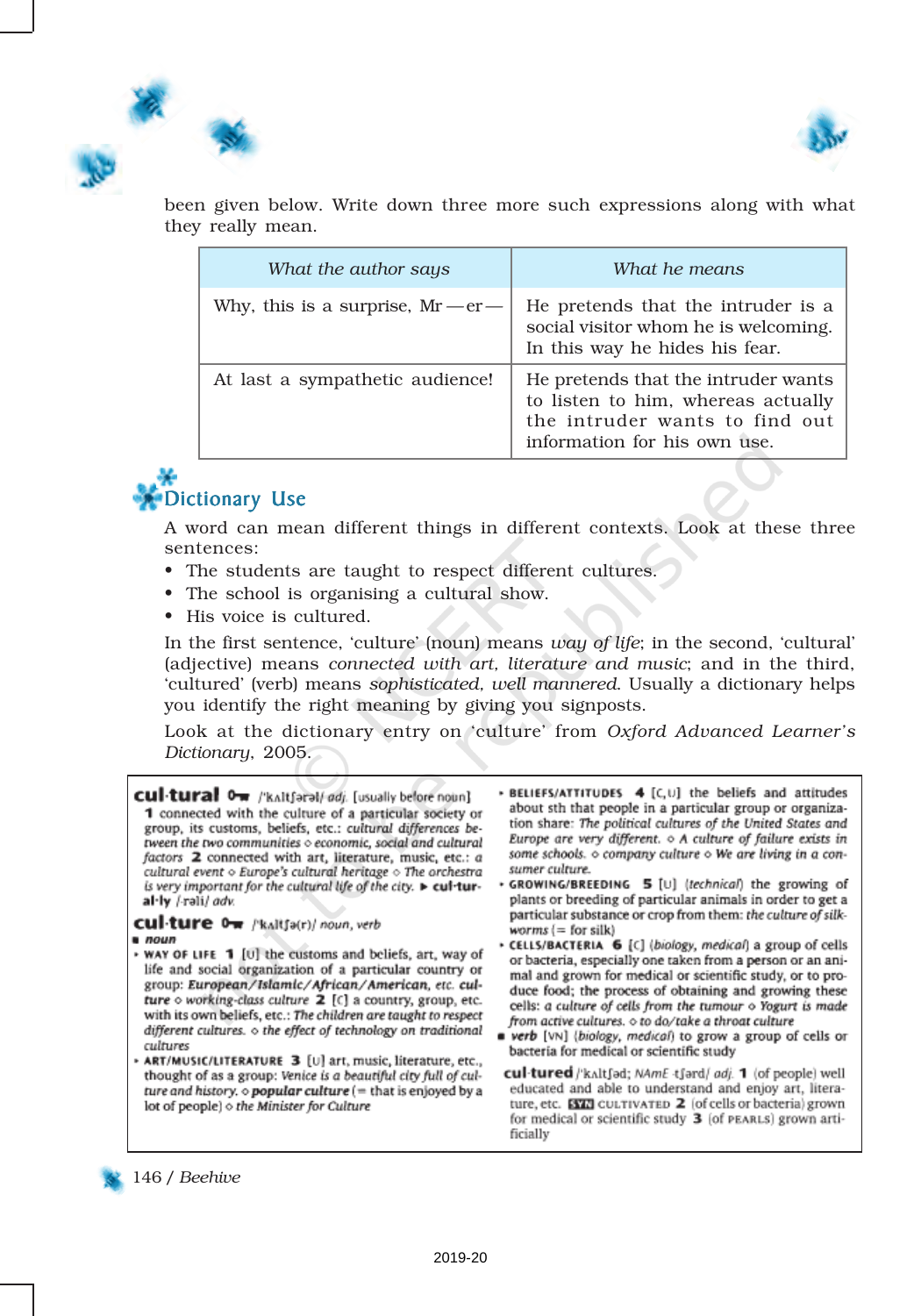been given below. Write down three more such expressions along with what they really mean.

| *What the author says* | *What he means* |
|---|---|
| Why, this is a surprise, Mr — er — | He pretends that the intruder is a social visitor whom he is welcoming. In this way he hides his fear. |
| At last a sympathetic audience! | He pretends that the intruder wants to listen to him, whereas actually the intruder wants to find out information for his own use. |

## Dictionary Use

A word can mean different things in different contexts. Look at these three sentences:

- The students are taught to respect different cultures.
- The school is organising a cultural show.
- His voice is cultured.

In the first sentence, 'culture' (noun) means *way of life*; in the second, 'cultural' (adjective) means *connected with art, literature and music*; and in the third, 'cultured' (verb) means *sophisticated, well mannered*. Usually a dictionary helps you identify the right meaning by giving you signposts.

Look at the dictionary entry on 'culture' from *Oxford Advanced Learner's Dictionary*, 2005.

**cul·tural** /ˈkʌltʃərəl/ *adj.* [usually before noun] **1** connected with the culture of a particular society or group, its customs, beliefs, etc.: *cultural differences between the two communities* ◇ *economic, social and cultural factors* **2** connected with art, literature, music, etc.: *a cultural event* ◇ *Europe's cultural heritage* ◇ *The orchestra is very important for the cultural life of the city.* ► **cul·tur·al·ly** /-rəli/ *adv.*

**cul·ture** /ˈkʌltʃə(r)/ *noun, verb*

■ *noun*

• WAY OF LIFE **1** [U] the customs and beliefs, art, way of life and social organization of a particular country or group: ***European/Islamic/African/American, etc. culture*** ◇ *working-class culture* **2** [C] a country, group, etc. with its own beliefs, etc.: *The children are taught to respect different cultures.* ◇ *the effect of technology on traditional cultures*

• ART/MUSIC/LITERATURE **3** [U] art, music, literature, etc., thought of as a group: *Venice is a beautiful city full of culture and history.* ◇ ***popular culture*** (= that is enjoyed by a lot of people) ◇ *the Minister for Culture*

• BELIEFS/ATTITUDES **4** [C, U] the beliefs and attitudes about sth that people in a particular group or organization share: *The political cultures of the United States and Europe are very different.* ◇ *A culture of failure exists in some schools.* ◇ *company culture* ◇ *We are living in a consumer culture.*

• GROWING/BREEDING **5** [U] (*technical*) the growing of plants or breeding of particular animals in order to get a particular substance or crop from them: *the culture of silkworms* (= for silk)

• CELLS/BACTERIA **6** [C] (*biology, medical*) a group of cells or bacteria, especially one taken from a person or an animal and grown for medical or scientific study, or to produce food; the process of obtaining and growing these cells: *a culture of cells from the tumour* ◇ *Yogurt is made from active cultures.* ◇ *to do/take a throat culture*

■ *verb* [VN] (*biology, medical*) to grow a group of cells or bacteria for medical or scientific study

**cul·tured** /ˈkʌltʃəd; *NAmE* -tʃərd/ *adj.* **1** (of people) well educated and able to understand and enjoy art, literature, etc. SYN CULTIVATED **2** (of cells or bacteria) grown for medical or scientific study **3** (of PEARLS) grown artificially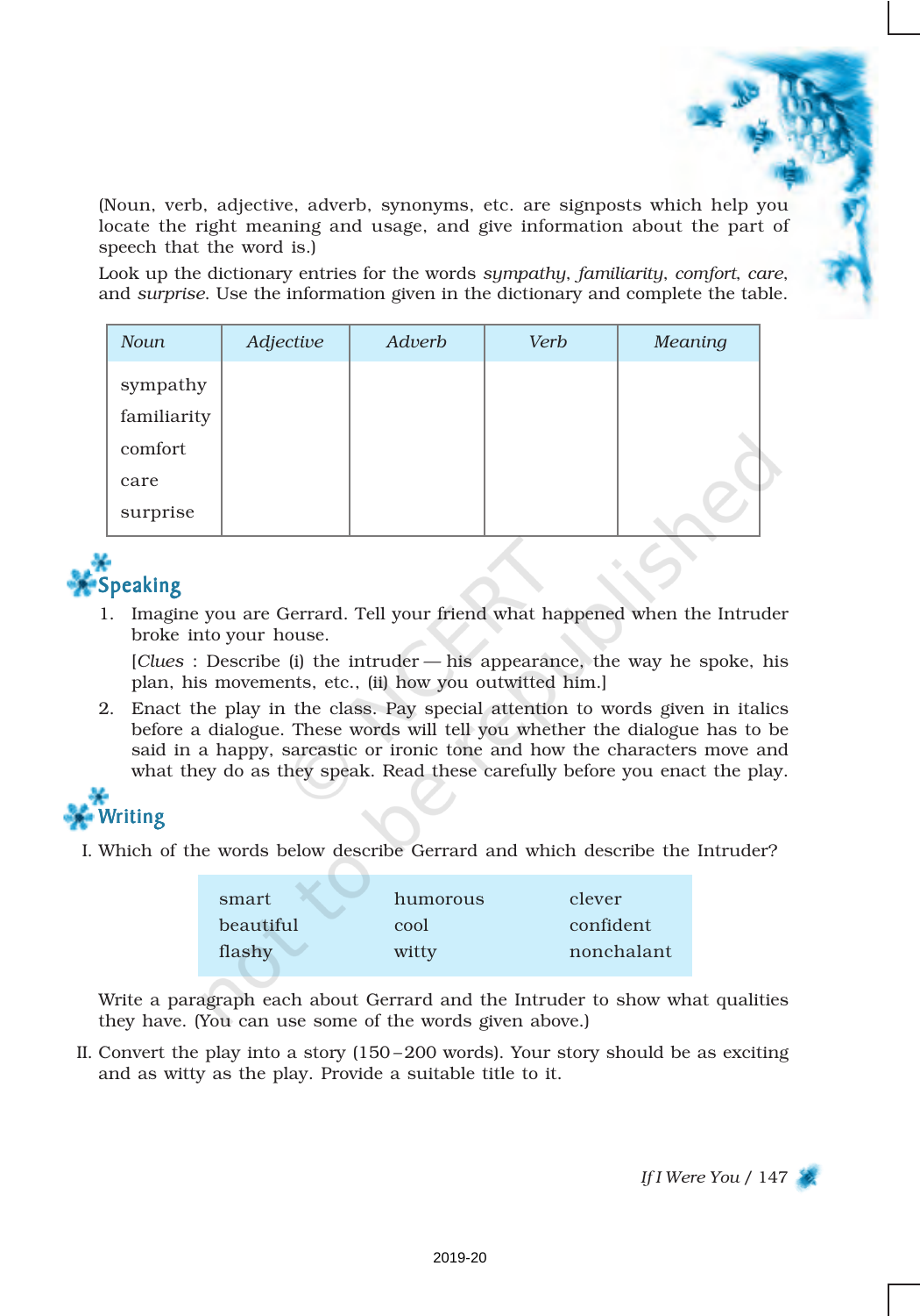(Noun, verb, adjective, adverb, synonyms, etc. are signposts which help you locate the right meaning and usage, and give information about the part of speech that the word is.)

Look up the dictionary entries for the words *sympathy*, *familiarity*, *comfort*, *care*, and *surprise*. Use the information given in the dictionary and complete the table.

| *Noun* | *Adjective* | *Adverb* | *Verb* | *Meaning* |
|---|---|---|---|---|
| sympathy | | | | |
| familiarity | | | | |
| comfort | | | | |
| care | | | | |
| surprise | | | | |

## Speaking

1. Imagine you are Gerrard. Tell your friend what happened when the Intruder broke into your house.

   [*Clues* : Describe (i) the intruder — his appearance, the way he spoke, his plan, his movements, etc., (ii) how you outwitted him.]

2. Enact the play in the class. Pay special attention to words given in italics before a dialogue. These words will tell you whether the dialogue has to be said in a happy, sarcastic or ironic tone and how the characters move and what they do as they speak. Read these carefully before you enact the play.

## Writing

I. Which of the words below describe Gerrard and which describe the Intruder?

| | | |
|---|---|---|
| smart | humorous | clever |
| beautiful | cool | confident |
| flashy | witty | nonchalant |

Write a paragraph each about Gerrard and the Intruder to show what qualities they have. (You can use some of the words given above.)

II. Convert the play into a story (150–200 words). Your story should be as exciting and as witty as the play. Provide a suitable title to it.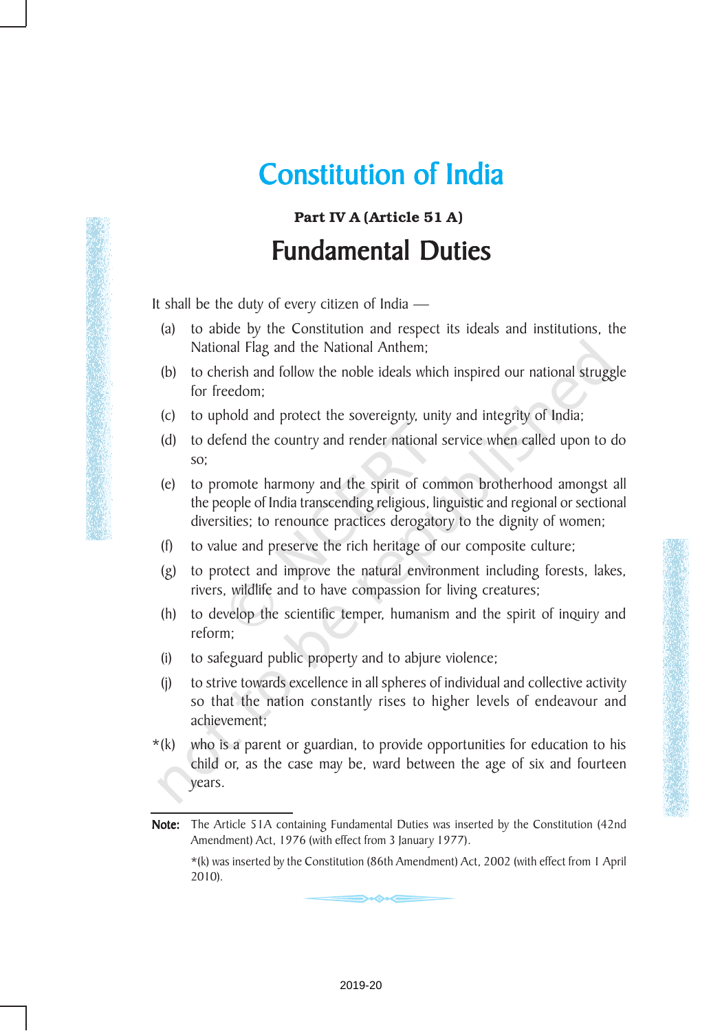# Constitution of India

**Part IV A (Article 51 A)**

## Fundamental Duties

It shall be the duty of every citizen of India —

(a) to abide by the Constitution and respect its ideals and institutions, the National Flag and the National Anthem;

(b) to cherish and follow the noble ideals which inspired our national struggle for freedom;

(c) to uphold and protect the sovereignty, unity and integrity of India;

(d) to defend the country and render national service when called upon to do so;

(e) to promote harmony and the spirit of common brotherhood amongst all the people of India transcending religious, linguistic and regional or sectional diversities; to renounce practices derogatory to the dignity of women;

(f) to value and preserve the rich heritage of our composite culture;

(g) to protect and improve the natural environment including forests, lakes, rivers, wildlife and to have compassion for living creatures;

(h) to develop the scientific temper, humanism and the spirit of inquiry and reform;

(i) to safeguard public property and to abjure violence;

(j) to strive towards excellence in all spheres of individual and collective activity so that the nation constantly rises to higher levels of endeavour and achievement;

*(k) who is a parent or guardian, to provide opportunities for education to his child or, as the case may be, ward between the age of six and fourteen years.

**Note:** The Article 51A containing Fundamental Duties was inserted by the Constitution (42nd Amendment) Act, 1976 (with effect from 3 January 1977).

*(k) was inserted by the Constitution (86th Amendment) Act, 2002 (with effect from 1 April 2010).